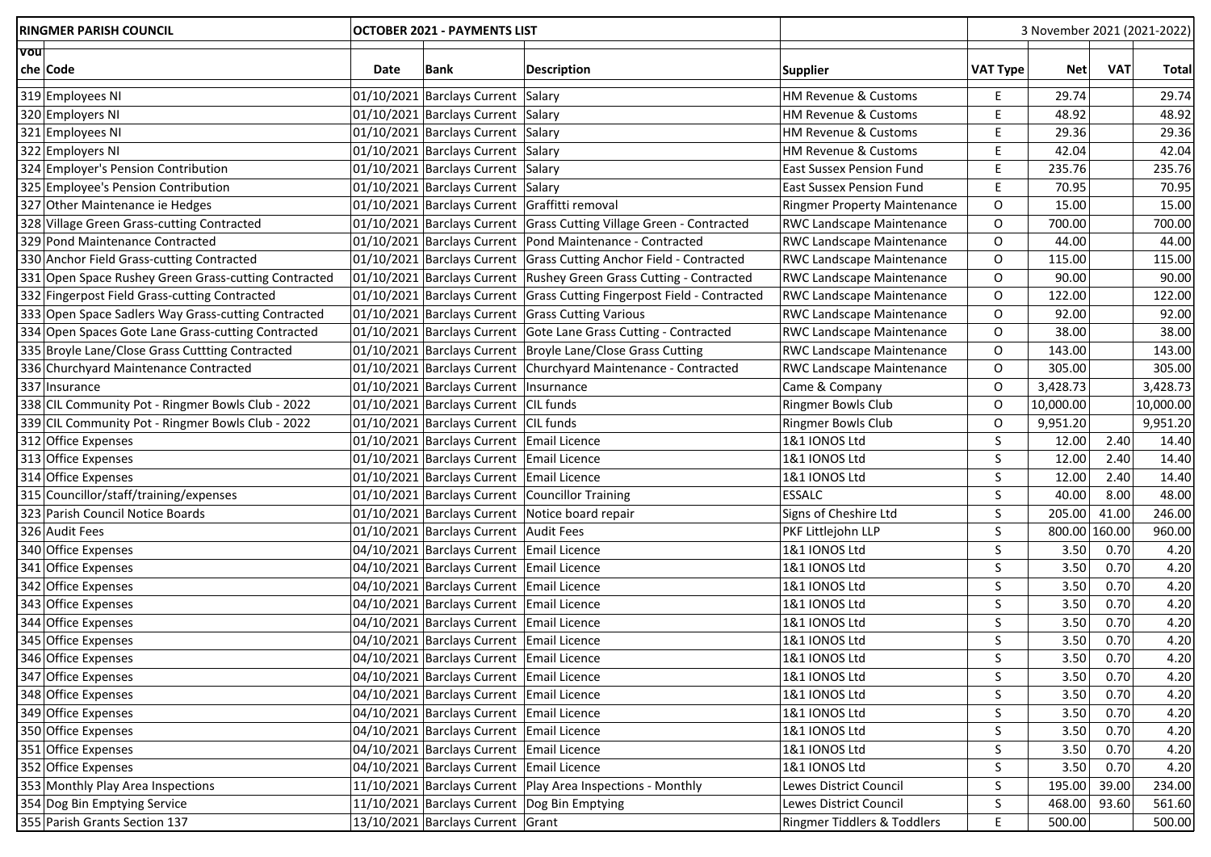| RINGMER PARISH COUNCIL | | OCTOBER 2021 - PAYMENTS LIST | | | | 3 November 2021 (2021-2022) | | | |
|---|---|---|---|---|---|---|---|---|---|
| voucher | Code | Date | Bank | Description | Supplier | VAT Type | Net | VAT | Total |
| 319 | Employees NI | 01/10/2021 | Barclays Current | Salary | HM Revenue & Customs | E | 29.74 | | 29.74 |
| 320 | Employers NI | 01/10/2021 | Barclays Current | Salary | HM Revenue & Customs | E | 48.92 | | 48.92 |
| 321 | Employees NI | 01/10/2021 | Barclays Current | Salary | HM Revenue & Customs | E | 29.36 | | 29.36 |
| 322 | Employers NI | 01/10/2021 | Barclays Current | Salary | HM Revenue & Customs | E | 42.04 | | 42.04 |
| 324 | Employer's Pension Contribution | 01/10/2021 | Barclays Current | Salary | East Sussex Pension Fund | E | 235.76 | | 235.76 |
| 325 | Employee's Pension Contribution | 01/10/2021 | Barclays Current | Salary | East Sussex Pension Fund | E | 70.95 | | 70.95 |
| 327 | Other Maintenance ie Hedges | 01/10/2021 | Barclays Current | Graffitti removal | Ringmer Property Maintenance | O | 15.00 | | 15.00 |
| 328 | Village Green Grass-cutting Contracted | 01/10/2021 | Barclays Current | Grass Cutting Village Green - Contracted | RWC Landscape Maintenance | O | 700.00 | | 700.00 |
| 329 | Pond Maintenance Contracted | 01/10/2021 | Barclays Current | Pond Maintenance - Contracted | RWC Landscape Maintenance | O | 44.00 | | 44.00 |
| 330 | Anchor Field Grass-cutting Contracted | 01/10/2021 | Barclays Current | Grass Cutting Anchor Field - Contracted | RWC Landscape Maintenance | O | 115.00 | | 115.00 |
| 331 | Open Space Rushey Green Grass-cutting Contracted | 01/10/2021 | Barclays Current | Rushey Green Grass Cutting - Contracted | RWC Landscape Maintenance | O | 90.00 | | 90.00 |
| 332 | Fingerpost Field Grass-cutting Contracted | 01/10/2021 | Barclays Current | Grass Cutting Fingerpost Field - Contracted | RWC Landscape Maintenance | O | 122.00 | | 122.00 |
| 333 | Open Space Sadlers Way Grass-cutting Contracted | 01/10/2021 | Barclays Current | Grass Cutting Various | RWC Landscape Maintenance | O | 92.00 | | 92.00 |
| 334 | Open Spaces Gote Lane Grass-cutting Contracted | 01/10/2021 | Barclays Current | Gote Lane Grass Cutting - Contracted | RWC Landscape Maintenance | O | 38.00 | | 38.00 |
| 335 | Broyle Lane/Close Grass Cuttting Contracted | 01/10/2021 | Barclays Current | Broyle Lane/Close Grass Cutting | RWC Landscape Maintenance | O | 143.00 | | 143.00 |
| 336 | Churchyard Maintenance Contracted | 01/10/2021 | Barclays Current | Churchyard Maintenance - Contracted | RWC Landscape Maintenance | O | 305.00 | | 305.00 |
| 337 | Insurance | 01/10/2021 | Barclays Current | Insurnance | Came & Company | O | 3,428.73 | | 3,428.73 |
| 338 | CIL Community Pot - Ringmer Bowls Club - 2022 | 01/10/2021 | Barclays Current | CIL funds | Ringmer Bowls Club | O | 10,000.00 | | 10,000.00 |
| 339 | CIL Community Pot - Ringmer Bowls Club - 2022 | 01/10/2021 | Barclays Current | CIL funds | Ringmer Bowls Club | O | 9,951.20 | | 9,951.20 |
| 312 | Office Expenses | 01/10/2021 | Barclays Current | Email Licence | 1&1 IONOS Ltd | S | 12.00 | 2.40 | 14.40 |
| 313 | Office Expenses | 01/10/2021 | Barclays Current | Email Licence | 1&1 IONOS Ltd | S | 12.00 | 2.40 | 14.40 |
| 314 | Office Expenses | 01/10/2021 | Barclays Current | Email Licence | 1&1 IONOS Ltd | S | 12.00 | 2.40 | 14.40 |
| 315 | Councillor/staff/training/expenses | 01/10/2021 | Barclays Current | Councillor Training | ESSALC | S | 40.00 | 8.00 | 48.00 |
| 323 | Parish Council Notice Boards | 01/10/2021 | Barclays Current | Notice board repair | Signs of Cheshire Ltd | S | 205.00 | 41.00 | 246.00 |
| 326 | Audit Fees | 01/10/2021 | Barclays Current | Audit Fees | PKF Littlejohn LLP | S | 800.00 | 160.00 | 960.00 |
| 340 | Office Expenses | 04/10/2021 | Barclays Current | Email Licence | 1&1 IONOS Ltd | S | 3.50 | 0.70 | 4.20 |
| 341 | Office Expenses | 04/10/2021 | Barclays Current | Email Licence | 1&1 IONOS Ltd | S | 3.50 | 0.70 | 4.20 |
| 342 | Office Expenses | 04/10/2021 | Barclays Current | Email Licence | 1&1 IONOS Ltd | S | 3.50 | 0.70 | 4.20 |
| 343 | Office Expenses | 04/10/2021 | Barclays Current | Email Licence | 1&1 IONOS Ltd | S | 3.50 | 0.70 | 4.20 |
| 344 | Office Expenses | 04/10/2021 | Barclays Current | Email Licence | 1&1 IONOS Ltd | S | 3.50 | 0.70 | 4.20 |
| 345 | Office Expenses | 04/10/2021 | Barclays Current | Email Licence | 1&1 IONOS Ltd | S | 3.50 | 0.70 | 4.20 |
| 346 | Office Expenses | 04/10/2021 | Barclays Current | Email Licence | 1&1 IONOS Ltd | S | 3.50 | 0.70 | 4.20 |
| 347 | Office Expenses | 04/10/2021 | Barclays Current | Email Licence | 1&1 IONOS Ltd | S | 3.50 | 0.70 | 4.20 |
| 348 | Office Expenses | 04/10/2021 | Barclays Current | Email Licence | 1&1 IONOS Ltd | S | 3.50 | 0.70 | 4.20 |
| 349 | Office Expenses | 04/10/2021 | Barclays Current | Email Licence | 1&1 IONOS Ltd | S | 3.50 | 0.70 | 4.20 |
| 350 | Office Expenses | 04/10/2021 | Barclays Current | Email Licence | 1&1 IONOS Ltd | S | 3.50 | 0.70 | 4.20 |
| 351 | Office Expenses | 04/10/2021 | Barclays Current | Email Licence | 1&1 IONOS Ltd | S | 3.50 | 0.70 | 4.20 |
| 352 | Office Expenses | 04/10/2021 | Barclays Current | Email Licence | 1&1 IONOS Ltd | S | 3.50 | 0.70 | 4.20 |
| 353 | Monthly Play Area Inspections | 11/10/2021 | Barclays Current | Play Area Inspections - Monthly | Lewes District Council | S | 195.00 | 39.00 | 234.00 |
| 354 | Dog Bin Emptying Service | 11/10/2021 | Barclays Current | Dog Bin Emptying | Lewes District Council | S | 468.00 | 93.60 | 561.60 |
| 355 | Parish Grants Section 137 | 13/10/2021 | Barclays Current | Grant | Ringmer Tiddlers & Toddlers | E | 500.00 | | 500.00 |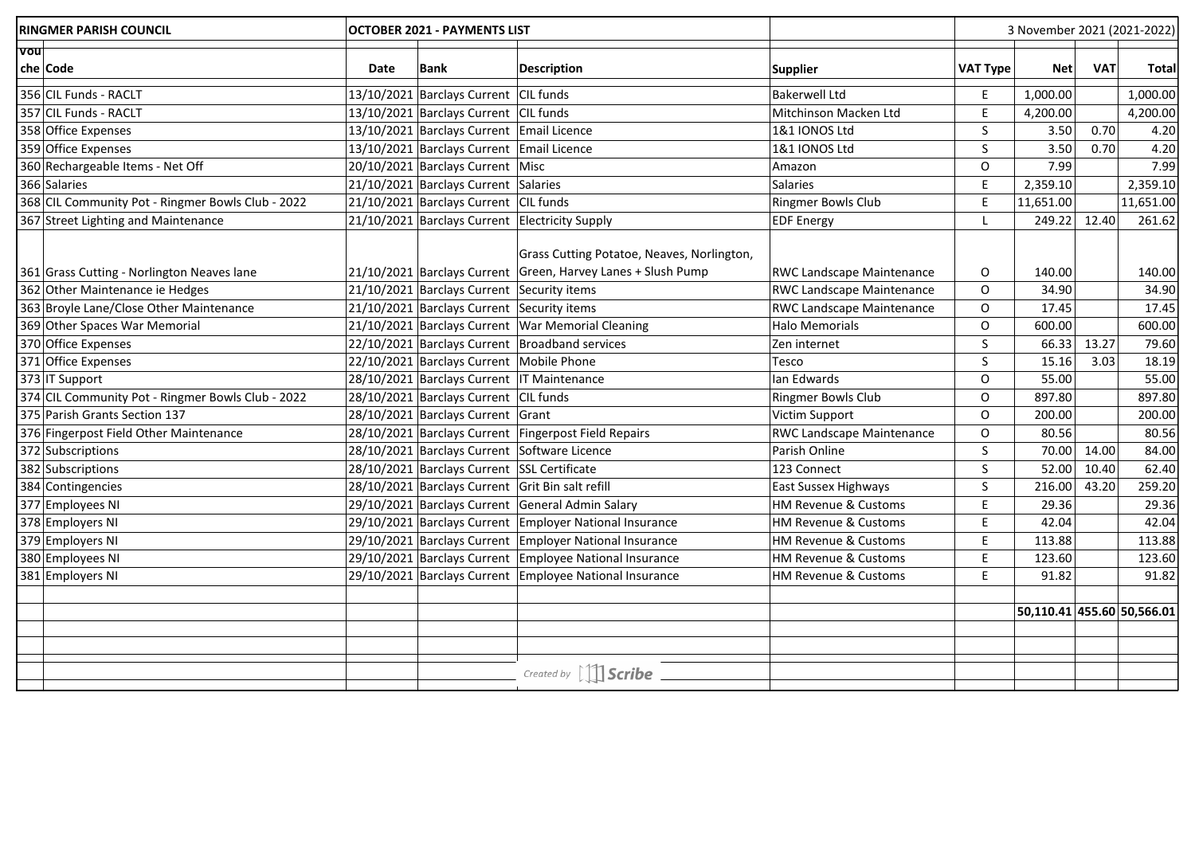| RINGMER PARISH COUNCIL | | OCTOBER 2021 - PAYMENTS LIST | | | | 3 November 2021 (2021-2022) | | |
|---|---|---|---|---|---|---|---|---|
| voucher | Code | Date | Bank | Description | Supplier | VAT Type | Net | VAT | Total |
| 356 | CIL Funds - RACLT | 13/10/2021 | Barclays Current | CIL funds | Bakerwell Ltd | E | 1,000.00 | | 1,000.00 |
| 357 | CIL Funds - RACLT | 13/10/2021 | Barclays Current | CIL funds | Mitchinson Macken Ltd | E | 4,200.00 | | 4,200.00 |
| 358 | Office Expenses | 13/10/2021 | Barclays Current | Email Licence | 1&1 IONOS Ltd | S | 3.50 | 0.70 | 4.20 |
| 359 | Office Expenses | 13/10/2021 | Barclays Current | Email Licence | 1&1 IONOS Ltd | S | 3.50 | 0.70 | 4.20 |
| 360 | Rechargeable Items - Net Off | 20/10/2021 | Barclays Current | Misc | Amazon | O | 7.99 | | 7.99 |
| 366 | Salaries | 21/10/2021 | Barclays Current | Salaries | Salaries | E | 2,359.10 | | 2,359.10 |
| 368 | CIL Community Pot - Ringmer Bowls Club - 2022 | 21/10/2021 | Barclays Current | CIL funds | Ringmer Bowls Club | E | 11,651.00 | | 11,651.00 |
| 367 | Street Lighting and Maintenance | 21/10/2021 | Barclays Current | Electricity Supply | EDF Energy | L | 249.22 | 12.40 | 261.62 |
| 361 | Grass Cutting - Norlington Neaves lane | 21/10/2021 | Barclays Current | Grass Cutting Potatoe, Neaves, Norlington, Green, Harvey Lanes + Slush Pump | RWC Landscape Maintenance | O | 140.00 | | 140.00 |
| 362 | Other Maintenance ie Hedges | 21/10/2021 | Barclays Current | Security items | RWC Landscape Maintenance | O | 34.90 | | 34.90 |
| 363 | Broyle Lane/Close Other Maintenance | 21/10/2021 | Barclays Current | Security items | RWC Landscape Maintenance | O | 17.45 | | 17.45 |
| 369 | Other Spaces War Memorial | 21/10/2021 | Barclays Current | War Memorial Cleaning | Halo Memorials | O | 600.00 | | 600.00 |
| 370 | Office Expenses | 22/10/2021 | Barclays Current | Broadband services | Zen internet | S | 66.33 | 13.27 | 79.60 |
| 371 | Office Expenses | 22/10/2021 | Barclays Current | Mobile Phone | Tesco | S | 15.16 | 3.03 | 18.19 |
| 373 | IT Support | 28/10/2021 | Barclays Current | IT Maintenance | Ian Edwards | O | 55.00 | | 55.00 |
| 374 | CIL Community Pot - Ringmer Bowls Club - 2022 | 28/10/2021 | Barclays Current | CIL funds | Ringmer Bowls Club | O | 897.80 | | 897.80 |
| 375 | Parish Grants Section 137 | 28/10/2021 | Barclays Current | Grant | Victim Support | O | 200.00 | | 200.00 |
| 376 | Fingerpost Field Other Maintenance | 28/10/2021 | Barclays Current | Fingerpost Field Repairs | RWC Landscape Maintenance | O | 80.56 | | 80.56 |
| 372 | Subscriptions | 28/10/2021 | Barclays Current | Software Licence | Parish Online | S | 70.00 | 14.00 | 84.00 |
| 382 | Subscriptions | 28/10/2021 | Barclays Current | SSL Certificate | 123 Connect | S | 52.00 | 10.40 | 62.40 |
| 384 | Contingencies | 28/10/2021 | Barclays Current | Grit Bin salt refill | East Sussex Highways | S | 216.00 | 43.20 | 259.20 |
| 377 | Employees NI | 29/10/2021 | Barclays Current | General Admin Salary | HM Revenue & Customs | E | 29.36 | | 29.36 |
| 378 | Employers NI | 29/10/2021 | Barclays Current | Employer National Insurance | HM Revenue & Customs | E | 42.04 | | 42.04 |
| 379 | Employers NI | 29/10/2021 | Barclays Current | Employer National Insurance | HM Revenue & Customs | E | 113.88 | | 113.88 |
| 380 | Employees NI | 29/10/2021 | Barclays Current | Employee National Insurance | HM Revenue & Customs | E | 123.60 | | 123.60 |
| 381 | Employers NI | 29/10/2021 | Barclays Current | Employee National Insurance | HM Revenue & Customs | E | 91.82 | | 91.82 |
| | | | | | | | **50,110.41** | **455.60** | **50,566.01** |

Created by Scribe